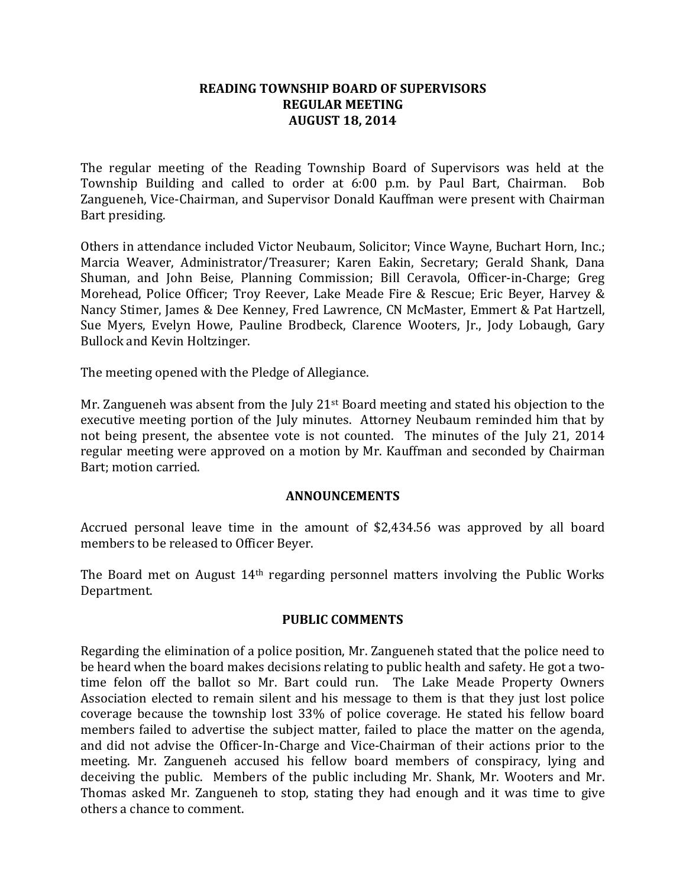# READING TOWNSHIP BOARD OF SUPERVISORS
## REGULAR MEETING
## AUGUST 18, 2014

The regular meeting of the Reading Township Board of Supervisors was held at the Township Building and called to order at 6:00 p.m. by Paul Bart, Chairman. Bob Zangueneh, Vice-Chairman, and Supervisor Donald Kauffman were present with Chairman Bart presiding.

Others in attendance included Victor Neubaum, Solicitor; Vince Wayne, Buchart Horn, Inc.; Marcia Weaver, Administrator/Treasurer; Karen Eakin, Secretary; Gerald Shank, Dana Shuman, and John Beise, Planning Commission; Bill Ceravola, Officer-in-Charge; Greg Morehead, Police Officer; Troy Reever, Lake Meade Fire & Rescue; Eric Beyer, Harvey & Nancy Stimer, James & Dee Kenney, Fred Lawrence, CN McMaster, Emmert & Pat Hartzell, Sue Myers, Evelyn Howe, Pauline Brodbeck, Clarence Wooters, Jr., Jody Lobaugh, Gary Bullock and Kevin Holtzinger.

The meeting opened with the Pledge of Allegiance.

Mr. Zangueneh was absent from the July 21st Board meeting and stated his objection to the executive meeting portion of the July minutes. Attorney Neubaum reminded him that by not being present, the absentee vote is not counted. The minutes of the July 21, 2014 regular meeting were approved on a motion by Mr. Kauffman and seconded by Chairman Bart; motion carried.

## ANNOUNCEMENTS

Accrued personal leave time in the amount of $2,434.56 was approved by all board members to be released to Officer Beyer.

The Board met on August 14th regarding personnel matters involving the Public Works Department.

## PUBLIC COMMENTS

Regarding the elimination of a police position, Mr. Zangueneh stated that the police need to be heard when the board makes decisions relating to public health and safety. He got a two-time felon off the ballot so Mr. Bart could run. The Lake Meade Property Owners Association elected to remain silent and his message to them is that they just lost police coverage because the township lost 33% of police coverage. He stated his fellow board members failed to advertise the subject matter, failed to place the matter on the agenda, and did not advise the Officer-In-Charge and Vice-Chairman of their actions prior to the meeting. Mr. Zangueneh accused his fellow board members of conspiracy, lying and deceiving the public. Members of the public including Mr. Shank, Mr. Wooters and Mr. Thomas asked Mr. Zangueneh to stop, stating they had enough and it was time to give others a chance to comment.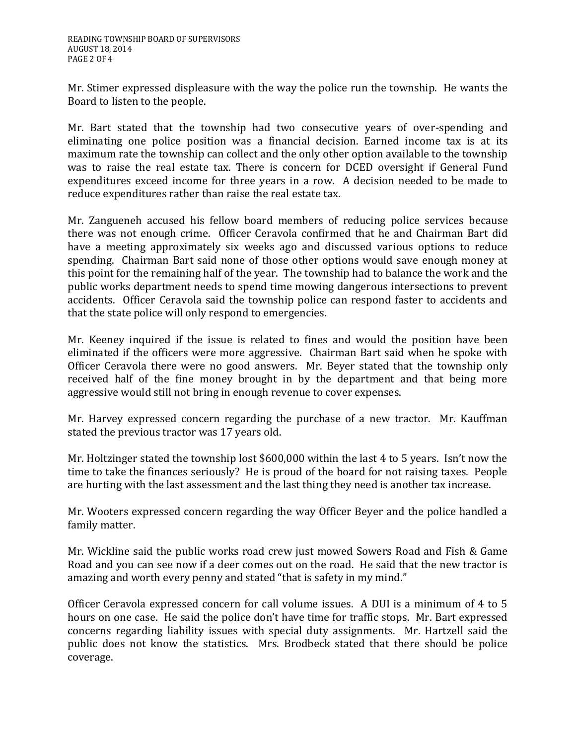Mr. Stimer expressed displeasure with the way the police run the township. He wants the Board to listen to the people.

Mr. Bart stated that the township had two consecutive years of over-spending and eliminating one police position was a financial decision. Earned income tax is at its maximum rate the township can collect and the only other option available to the township was to raise the real estate tax. There is concern for DCED oversight if General Fund expenditures exceed income for three years in a row. A decision needed to be made to reduce expenditures rather than raise the real estate tax.

Mr. Zangueneh accused his fellow board members of reducing police services because there was not enough crime. Officer Ceravola confirmed that he and Chairman Bart did have a meeting approximately six weeks ago and discussed various options to reduce spending. Chairman Bart said none of those other options would save enough money at this point for the remaining half of the year. The township had to balance the work and the public works department needs to spend time mowing dangerous intersections to prevent accidents. Officer Ceravola said the township police can respond faster to accidents and that the state police will only respond to emergencies.

Mr. Keeney inquired if the issue is related to fines and would the position have been eliminated if the officers were more aggressive. Chairman Bart said when he spoke with Officer Ceravola there were no good answers. Mr. Beyer stated that the township only received half of the fine money brought in by the department and that being more aggressive would still not bring in enough revenue to cover expenses.

Mr. Harvey expressed concern regarding the purchase of a new tractor. Mr. Kauffman stated the previous tractor was 17 years old.

Mr. Holtzinger stated the township lost $600,000 within the last 4 to 5 years. Isn't now the time to take the finances seriously? He is proud of the board for not raising taxes. People are hurting with the last assessment and the last thing they need is another tax increase.

Mr. Wooters expressed concern regarding the way Officer Beyer and the police handled a family matter.

Mr. Wickline said the public works road crew just mowed Sowers Road and Fish & Game Road and you can see now if a deer comes out on the road. He said that the new tractor is amazing and worth every penny and stated "that is safety in my mind."

Officer Ceravola expressed concern for call volume issues. A DUI is a minimum of 4 to 5 hours on one case. He said the police don't have time for traffic stops. Mr. Bart expressed concerns regarding liability issues with special duty assignments. Mr. Hartzell said the public does not know the statistics. Mrs. Brodbeck stated that there should be police coverage.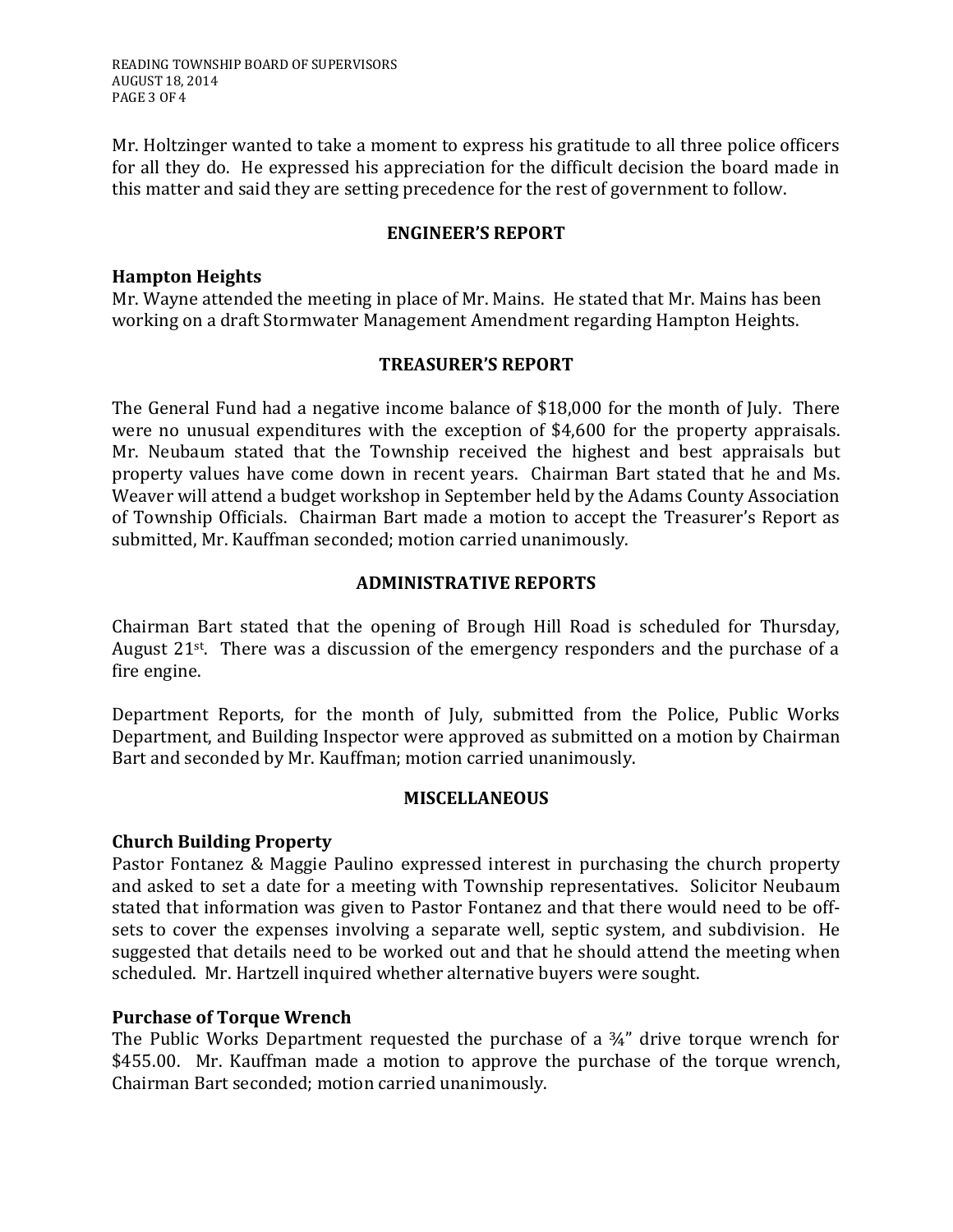Mr. Holtzinger wanted to take a moment to express his gratitude to all three police officers for all they do. He expressed his appreciation for the difficult decision the board made in this matter and said they are setting precedence for the rest of government to follow.

## ENGINEER'S REPORT

### Hampton Heights

Mr. Wayne attended the meeting in place of Mr. Mains. He stated that Mr. Mains has been working on a draft Stormwater Management Amendment regarding Hampton Heights.

## TREASURER'S REPORT

The General Fund had a negative income balance of $18,000 for the month of July. There were no unusual expenditures with the exception of $4,600 for the property appraisals. Mr. Neubaum stated that the Township received the highest and best appraisals but property values have come down in recent years. Chairman Bart stated that he and Ms. Weaver will attend a budget workshop in September held by the Adams County Association of Township Officials. Chairman Bart made a motion to accept the Treasurer's Report as submitted, Mr. Kauffman seconded; motion carried unanimously.

## ADMINISTRATIVE REPORTS

Chairman Bart stated that the opening of Brough Hill Road is scheduled for Thursday, August 21st. There was a discussion of the emergency responders and the purchase of a fire engine.

Department Reports, for the month of July, submitted from the Police, Public Works Department, and Building Inspector were approved as submitted on a motion by Chairman Bart and seconded by Mr. Kauffman; motion carried unanimously.

## MISCELLANEOUS

### Church Building Property

Pastor Fontanez & Maggie Paulino expressed interest in purchasing the church property and asked to set a date for a meeting with Township representatives. Solicitor Neubaum stated that information was given to Pastor Fontanez and that there would need to be off-sets to cover the expenses involving a separate well, septic system, and subdivision. He suggested that details need to be worked out and that he should attend the meeting when scheduled. Mr. Hartzell inquired whether alternative buyers were sought.

### Purchase of Torque Wrench

The Public Works Department requested the purchase of a ¾" drive torque wrench for $455.00. Mr. Kauffman made a motion to approve the purchase of the torque wrench, Chairman Bart seconded; motion carried unanimously.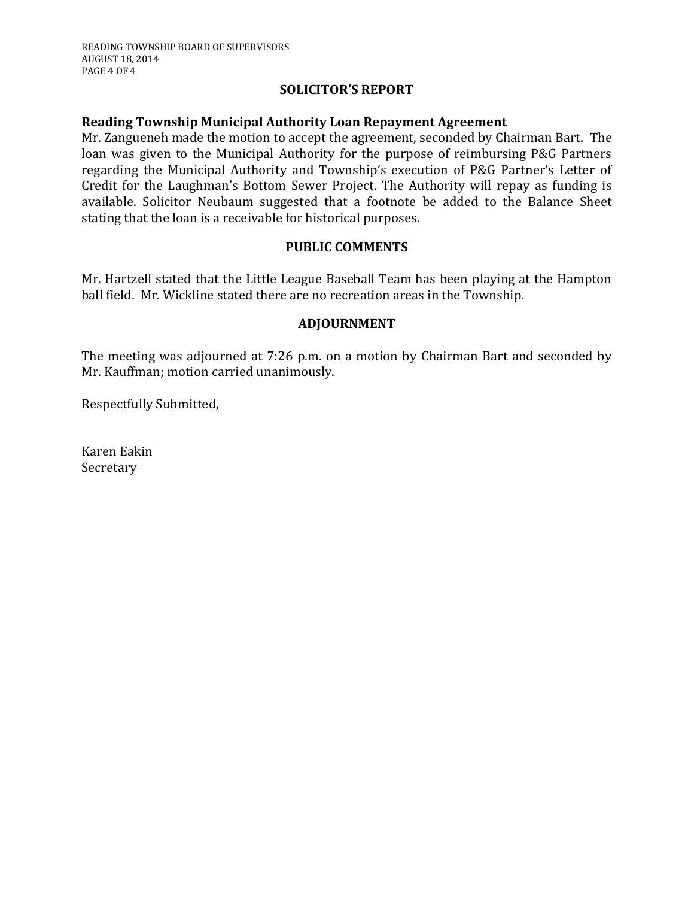## SOLICITOR'S REPORT

**Reading Township Municipal Authority Loan Repayment Agreement**

Mr. Zangueneh made the motion to accept the agreement, seconded by Chairman Bart. The loan was given to the Municipal Authority for the purpose of reimbursing P&G Partners regarding the Municipal Authority and Township's execution of P&G Partner's Letter of Credit for the Laughman's Bottom Sewer Project. The Authority will repay as funding is available. Solicitor Neubaum suggested that a footnote be added to the Balance Sheet stating that the loan is a receivable for historical purposes.

## PUBLIC COMMENTS

Mr. Hartzell stated that the Little League Baseball Team has been playing at the Hampton ball field. Mr. Wickline stated there are no recreation areas in the Township.

## ADJOURNMENT

The meeting was adjourned at 7:26 p.m. on a motion by Chairman Bart and seconded by Mr. Kauffman; motion carried unanimously.

Respectfully Submitted,

Karen Eakin
Secretary